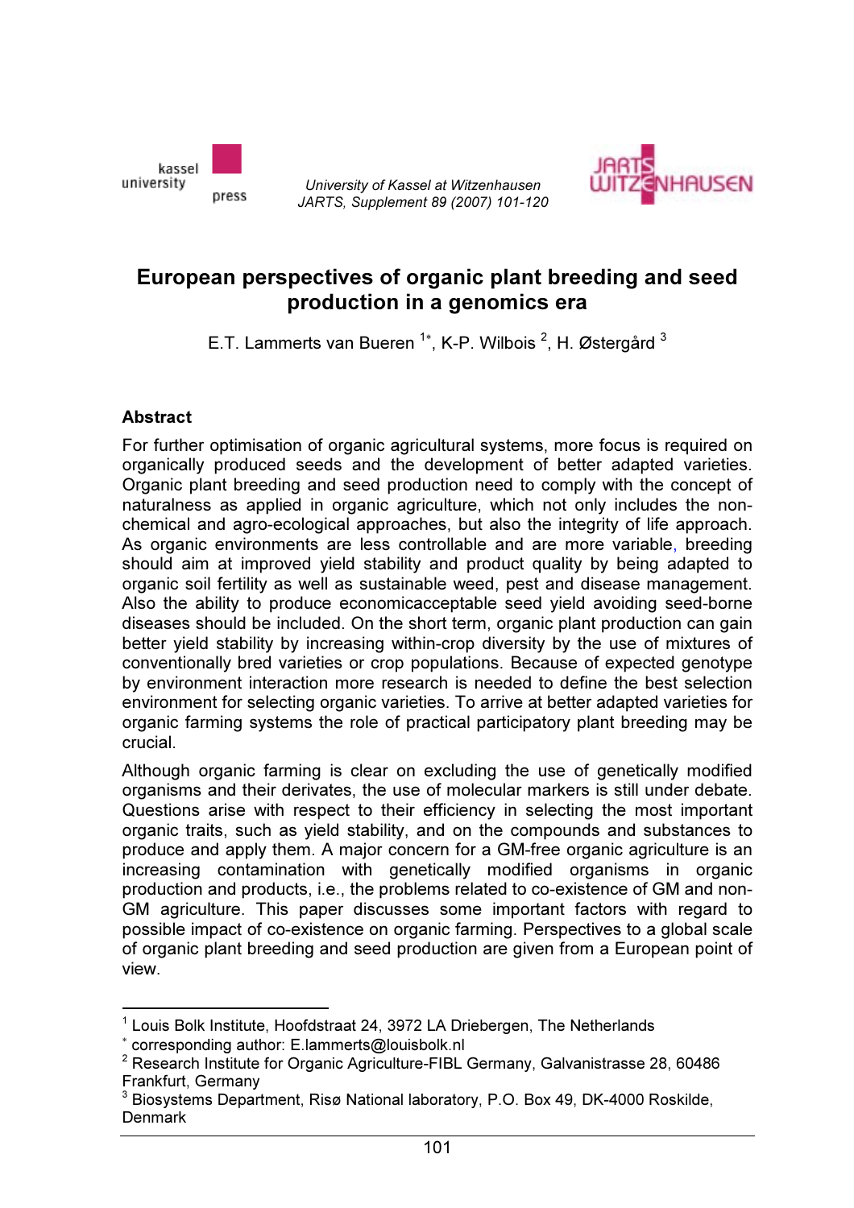# European perspectives of organic plant breeding and seed production in a genomics era

E.T. Lammerts van Bueren [1*], K-P. Wilbois [2], H. Østergård [3]

## Abstract

For further optimisation of organic agricultural systems, more focus is required on organically produced seeds and the development of better adapted varieties. Organic plant breeding and seed production need to comply with the concept of naturalness as applied in organic agriculture, which not only includes the non-chemical and agro-ecological approaches, but also the integrity of life approach. As organic environments are less controllable and are more variable, breeding should aim at improved yield stability and product quality by being adapted to organic soil fertility as well as sustainable weed, pest and disease management. Also the ability to produce economicacceptable seed yield avoiding seed-borne diseases should be included. On the short term, organic plant production can gain better yield stability by increasing within-crop diversity by the use of mixtures of conventionally bred varieties or crop populations. Because of expected genotype by environment interaction more research is needed to define the best selection environment for selecting organic varieties. To arrive at better adapted varieties for organic farming systems the role of practical participatory plant breeding may be crucial.

Although organic farming is clear on excluding the use of genetically modified organisms and their derivates, the use of molecular markers is still under debate. Questions arise with respect to their efficiency in selecting the most important organic traits, such as yield stability, and on the compounds and substances to produce and apply them. A major concern for a GM-free organic agriculture is an increasing contamination with genetically modified organisms in organic production and products, i.e., the problems related to co-existence of GM and non-GM agriculture. This paper discusses some important factors with regard to possible impact of co-existence on organic farming. Perspectives to a global scale of organic plant breeding and seed production are given from a European point of view.

---

[1] Louis Bolk Institute, Hoofdstraat 24, 3972 LA Driebergen, The Netherlands
[*] corresponding author: E.lammerts@louisbolk.nl
[2] Research Institute for Organic Agriculture-FIBL Germany, Galvanistrasse 28, 60486 Frankfurt, Germany
[3] Biosystems Department, Risø National laboratory, P.O. Box 49, DK-4000 Roskilde, Denmark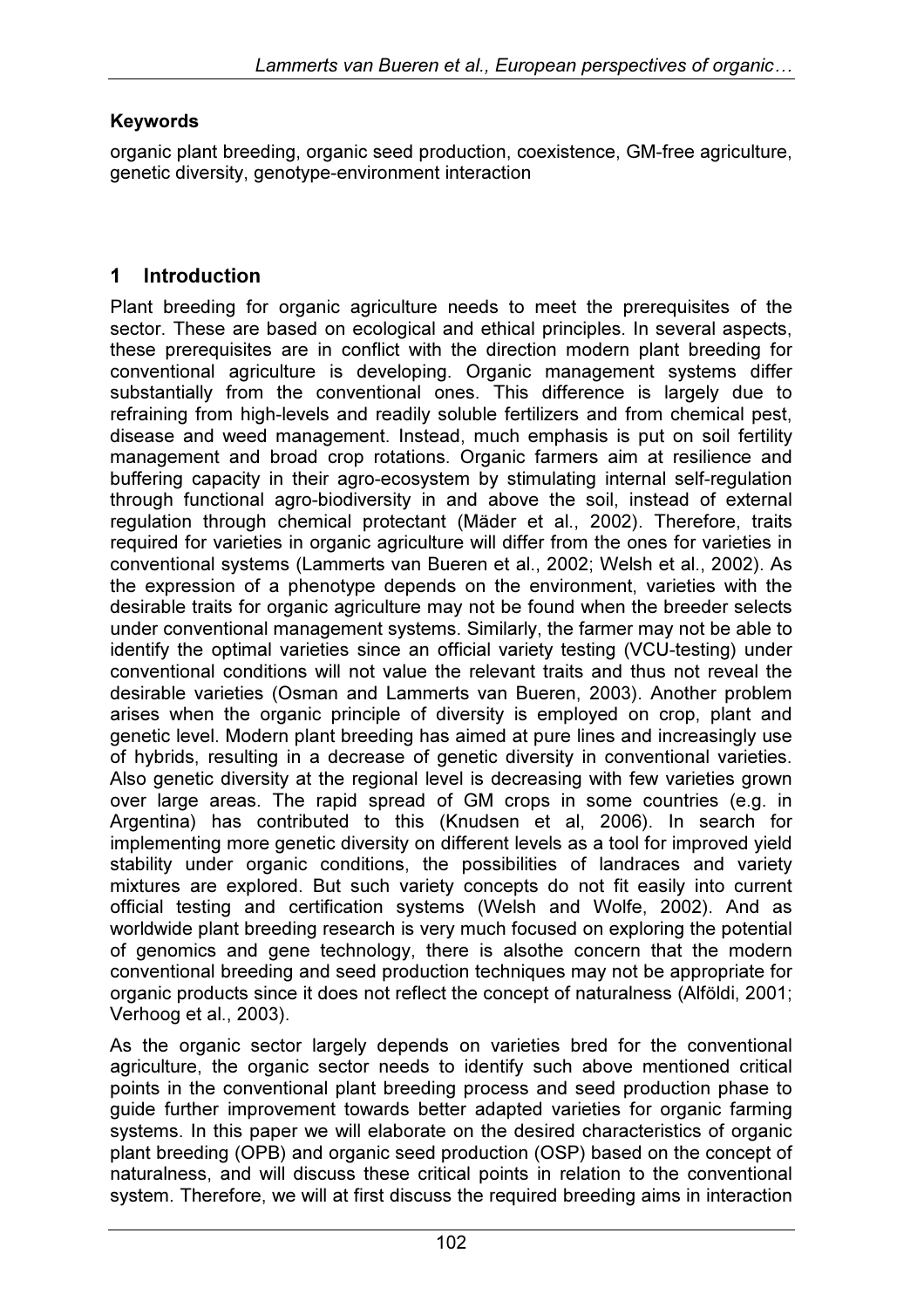**Keywords**

organic plant breeding, organic seed production, coexistence, GM-free agriculture, genetic diversity, genotype-environment interaction

## 1 Introduction

Plant breeding for organic agriculture needs to meet the prerequisites of the sector. These are based on ecological and ethical principles. In several aspects, these prerequisites are in conflict with the direction modern plant breeding for conventional agriculture is developing. Organic management systems differ substantially from the conventional ones. This difference is largely due to refraining from high-levels and readily soluble fertilizers and from chemical pest, disease and weed management. Instead, much emphasis is put on soil fertility management and broad crop rotations. Organic farmers aim at resilience and buffering capacity in their agro-ecosystem by stimulating internal self-regulation through functional agro-biodiversity in and above the soil, instead of external regulation through chemical protectant (Mäder et al., 2002). Therefore, traits required for varieties in organic agriculture will differ from the ones for varieties in conventional systems (Lammerts van Bueren et al., 2002; Welsh et al., 2002). As the expression of a phenotype depends on the environment, varieties with the desirable traits for organic agriculture may not be found when the breeder selects under conventional management systems. Similarly, the farmer may not be able to identify the optimal varieties since an official variety testing (VCU-testing) under conventional conditions will not value the relevant traits and thus not reveal the desirable varieties (Osman and Lammerts van Bueren, 2003). Another problem arises when the organic principle of diversity is employed on crop, plant and genetic level. Modern plant breeding has aimed at pure lines and increasingly use of hybrids, resulting in a decrease of genetic diversity in conventional varieties. Also genetic diversity at the regional level is decreasing with few varieties grown over large areas. The rapid spread of GM crops in some countries (e.g. in Argentina) has contributed to this (Knudsen et al, 2006). In search for implementing more genetic diversity on different levels as a tool for improved yield stability under organic conditions, the possibilities of landraces and variety mixtures are explored. But such variety concepts do not fit easily into current official testing and certification systems (Welsh and Wolfe, 2002). And as worldwide plant breeding research is very much focused on exploring the potential of genomics and gene technology, there is alsothe concern that the modern conventional breeding and seed production techniques may not be appropriate for organic products since it does not reflect the concept of naturalness (Alföldi, 2001; Verhoog et al., 2003).

As the organic sector largely depends on varieties bred for the conventional agriculture, the organic sector needs to identify such above mentioned critical points in the conventional plant breeding process and seed production phase to guide further improvement towards better adapted varieties for organic farming systems. In this paper we will elaborate on the desired characteristics of organic plant breeding (OPB) and organic seed production (OSP) based on the concept of naturalness, and will discuss these critical points in relation to the conventional system. Therefore, we will at first discuss the required breeding aims in interaction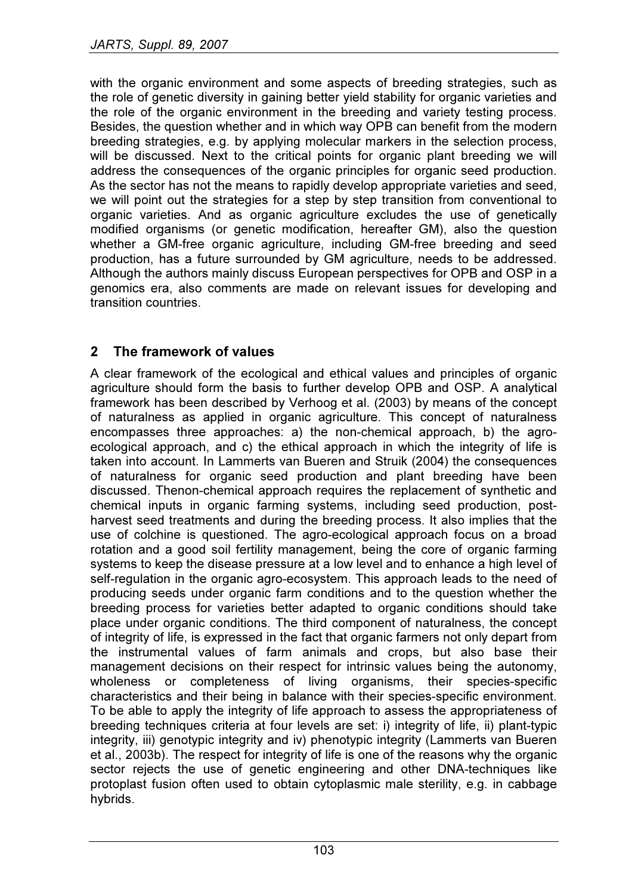with the organic environment and some aspects of breeding strategies, such as the role of genetic diversity in gaining better yield stability for organic varieties and the role of the organic environment in the breeding and variety testing process. Besides, the question whether and in which way OPB can benefit from the modern breeding strategies, e.g. by applying molecular markers in the selection process, will be discussed. Next to the critical points for organic plant breeding we will address the consequences of the organic principles for organic seed production. As the sector has not the means to rapidly develop appropriate varieties and seed, we will point out the strategies for a step by step transition from conventional to organic varieties. And as organic agriculture excludes the use of genetically modified organisms (or genetic modification, hereafter GM), also the question whether a GM-free organic agriculture, including GM-free breeding and seed production, has a future surrounded by GM agriculture, needs to be addressed. Although the authors mainly discuss European perspectives for OPB and OSP in a genomics era, also comments are made on relevant issues for developing and transition countries.

## 2 The framework of values

A clear framework of the ecological and ethical values and principles of organic agriculture should form the basis to further develop OPB and OSP. A analytical framework has been described by Verhoog et al. (2003) by means of the concept of naturalness as applied in organic agriculture. This concept of naturalness encompasses three approaches: a) the non-chemical approach, b) the agro-ecological approach, and c) the ethical approach in which the integrity of life is taken into account. In Lammerts van Bueren and Struik (2004) the consequences of naturalness for organic seed production and plant breeding have been discussed. Thenon-chemical approach requires the replacement of synthetic and chemical inputs in organic farming systems, including seed production, post-harvest seed treatments and during the breeding process. It also implies that the use of colchine is questioned. The agro-ecological approach focus on a broad rotation and a good soil fertility management, being the core of organic farming systems to keep the disease pressure at a low level and to enhance a high level of self-regulation in the organic agro-ecosystem. This approach leads to the need of producing seeds under organic farm conditions and to the question whether the breeding process for varieties better adapted to organic conditions should take place under organic conditions. The third component of naturalness, the concept of integrity of life, is expressed in the fact that organic farmers not only depart from the instrumental values of farm animals and crops, but also base their management decisions on their respect for intrinsic values being the autonomy, wholeness or completeness of living organisms, their species-specific characteristics and their being in balance with their species-specific environment. To be able to apply the integrity of life approach to assess the appropriateness of breeding techniques criteria at four levels are set: i) integrity of life, ii) plant-typic integrity, iii) genotypic integrity and iv) phenotypic integrity (Lammerts van Bueren et al., 2003b). The respect for integrity of life is one of the reasons why the organic sector rejects the use of genetic engineering and other DNA-techniques like protoplast fusion often used to obtain cytoplasmic male sterility, e.g. in cabbage hybrids.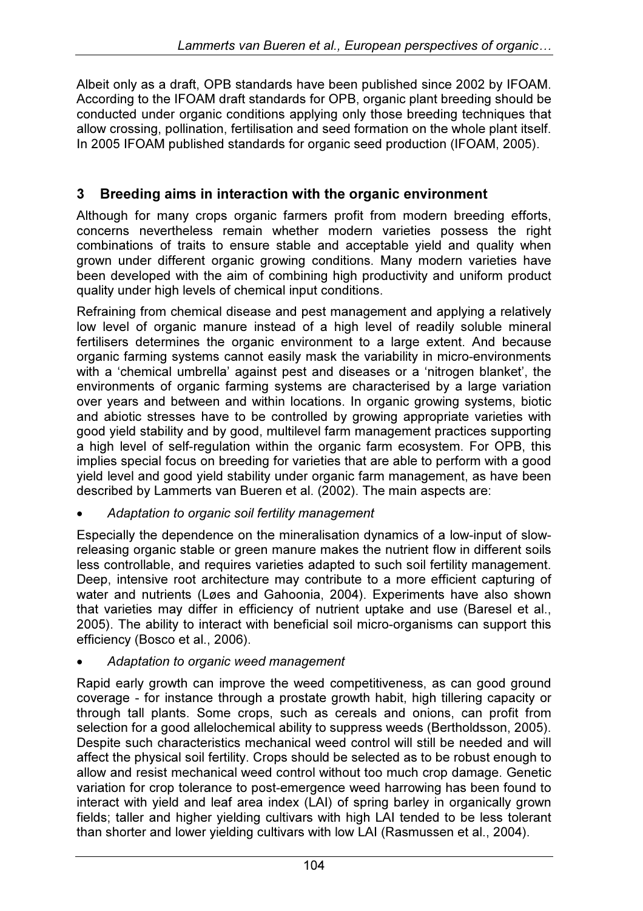Albeit only as a draft, OPB standards have been published since 2002 by IFOAM. According to the IFOAM draft standards for OPB, organic plant breeding should be conducted under organic conditions applying only those breeding techniques that allow crossing, pollination, fertilisation and seed formation on the whole plant itself. In 2005 IFOAM published standards for organic seed production (IFOAM, 2005).

## 3 Breeding aims in interaction with the organic environment

Although for many crops organic farmers profit from modern breeding efforts, concerns nevertheless remain whether modern varieties possess the right combinations of traits to ensure stable and acceptable yield and quality when grown under different organic growing conditions. Many modern varieties have been developed with the aim of combining high productivity and uniform product quality under high levels of chemical input conditions.

Refraining from chemical disease and pest management and applying a relatively low level of organic manure instead of a high level of readily soluble mineral fertilisers determines the organic environment to a large extent. And because organic farming systems cannot easily mask the variability in micro-environments with a 'chemical umbrella' against pest and diseases or a 'nitrogen blanket', the environments of organic farming systems are characterised by a large variation over years and between and within locations. In organic growing systems, biotic and abiotic stresses have to be controlled by growing appropriate varieties with good yield stability and by good, multilevel farm management practices supporting a high level of self-regulation within the organic farm ecosystem. For OPB, this implies special focus on breeding for varieties that are able to perform with a good yield level and good yield stability under organic farm management, as have been described by Lammerts van Bueren et al. (2002). The main aspects are:

- *Adaptation to organic soil fertility management*

Especially the dependence on the mineralisation dynamics of a low-input of slow-releasing organic stable or green manure makes the nutrient flow in different soils less controllable, and requires varieties adapted to such soil fertility management. Deep, intensive root architecture may contribute to a more efficient capturing of water and nutrients (Løes and Gahoonia, 2004). Experiments have also shown that varieties may differ in efficiency of nutrient uptake and use (Baresel et al., 2005). The ability to interact with beneficial soil micro-organisms can support this efficiency (Bosco et al., 2006).

- *Adaptation to organic weed management*

Rapid early growth can improve the weed competitiveness, as can good ground coverage - for instance through a prostate growth habit, high tillering capacity or through tall plants. Some crops, such as cereals and onions, can profit from selection for a good allelochemical ability to suppress weeds (Bertholdsson, 2005). Despite such characteristics mechanical weed control will still be needed and will affect the physical soil fertility. Crops should be selected as to be robust enough to allow and resist mechanical weed control without too much crop damage. Genetic variation for crop tolerance to post-emergence weed harrowing has been found to interact with yield and leaf area index (LAI) of spring barley in organically grown fields; taller and higher yielding cultivars with high LAI tended to be less tolerant than shorter and lower yielding cultivars with low LAI (Rasmussen et al., 2004).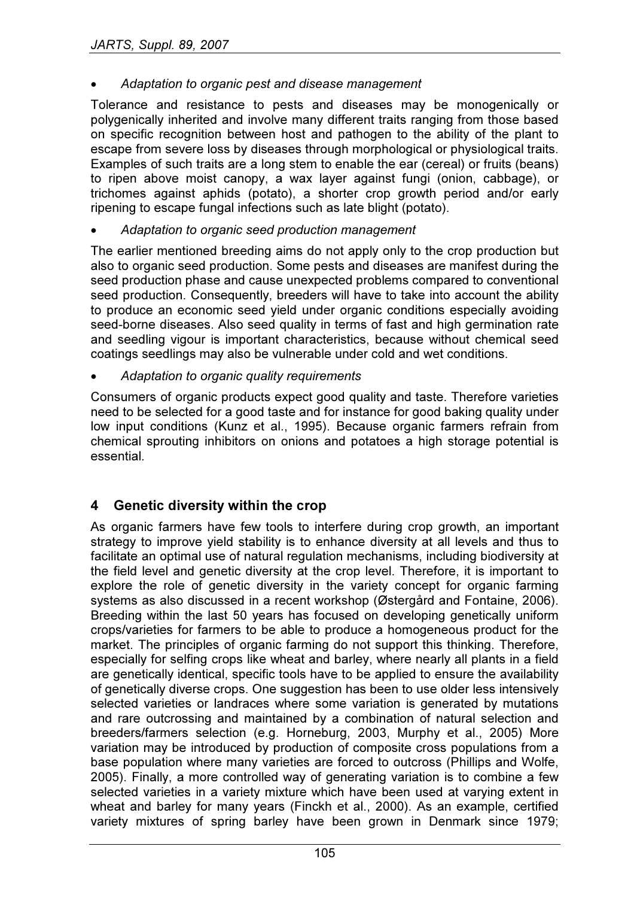- *Adaptation to organic pest and disease management*

Tolerance and resistance to pests and diseases may be monogenically or polygenically inherited and involve many different traits ranging from those based on specific recognition between host and pathogen to the ability of the plant to escape from severe loss by diseases through morphological or physiological traits. Examples of such traits are a long stem to enable the ear (cereal) or fruits (beans) to ripen above moist canopy, a wax layer against fungi (onion, cabbage), or trichomes against aphids (potato), a shorter crop growth period and/or early ripening to escape fungal infections such as late blight (potato).

- *Adaptation to organic seed production management*

The earlier mentioned breeding aims do not apply only to the crop production but also to organic seed production. Some pests and diseases are manifest during the seed production phase and cause unexpected problems compared to conventional seed production. Consequently, breeders will have to take into account the ability to produce an economic seed yield under organic conditions especially avoiding seed-borne diseases. Also seed quality in terms of fast and high germination rate and seedling vigour is important characteristics, because without chemical seed coatings seedlings may also be vulnerable under cold and wet conditions.

- *Adaptation to organic quality requirements*

Consumers of organic products expect good quality and taste. Therefore varieties need to be selected for a good taste and for instance for good baking quality under low input conditions (Kunz et al., 1995). Because organic farmers refrain from chemical sprouting inhibitors on onions and potatoes a high storage potential is essential.

## 4 Genetic diversity within the crop

As organic farmers have few tools to interfere during crop growth, an important strategy to improve yield stability is to enhance diversity at all levels and thus to facilitate an optimal use of natural regulation mechanisms, including biodiversity at the field level and genetic diversity at the crop level. Therefore, it is important to explore the role of genetic diversity in the variety concept for organic farming systems as also discussed in a recent workshop (Østergård and Fontaine, 2006). Breeding within the last 50 years has focused on developing genetically uniform crops/varieties for farmers to be able to produce a homogeneous product for the market. The principles of organic farming do not support this thinking. Therefore, especially for selfing crops like wheat and barley, where nearly all plants in a field are genetically identical, specific tools have to be applied to ensure the availability of genetically diverse crops. One suggestion has been to use older less intensively selected varieties or landraces where some variation is generated by mutations and rare outcrossing and maintained by a combination of natural selection and breeders/farmers selection (e.g. Horneburg, 2003, Murphy et al., 2005) More variation may be introduced by production of composite cross populations from a base population where many varieties are forced to outcross (Phillips and Wolfe, 2005). Finally, a more controlled way of generating variation is to combine a few selected varieties in a variety mixture which have been used at varying extent in wheat and barley for many years (Finckh et al., 2000). As an example, certified variety mixtures of spring barley have been grown in Denmark since 1979;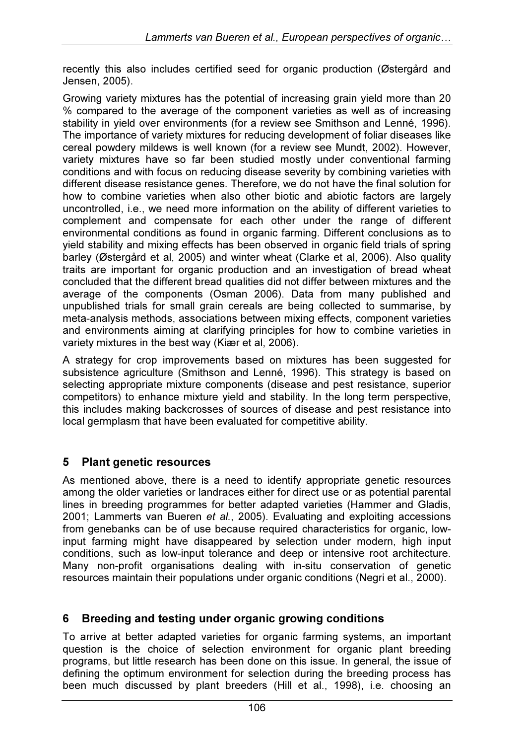recently this also includes certified seed for organic production (Østergård and Jensen, 2005).

Growing variety mixtures has the potential of increasing grain yield more than 20 % compared to the average of the component varieties as well as of increasing stability in yield over environments (for a review see Smithson and Lenné, 1996). The importance of variety mixtures for reducing development of foliar diseases like cereal powdery mildews is well known (for a review see Mundt, 2002). However, variety mixtures have so far been studied mostly under conventional farming conditions and with focus on reducing disease severity by combining varieties with different disease resistance genes. Therefore, we do not have the final solution for how to combine varieties when also other biotic and abiotic factors are largely uncontrolled, i.e., we need more information on the ability of different varieties to complement and compensate for each other under the range of different environmental conditions as found in organic farming. Different conclusions as to yield stability and mixing effects has been observed in organic field trials of spring barley (Østergård et al, 2005) and winter wheat (Clarke et al, 2006). Also quality traits are important for organic production and an investigation of bread wheat concluded that the different bread qualities did not differ between mixtures and the average of the components (Osman 2006). Data from many published and unpublished trials for small grain cereals are being collected to summarise, by meta-analysis methods, associations between mixing effects, component varieties and environments aiming at clarifying principles for how to combine varieties in variety mixtures in the best way (Kiær et al, 2006).

A strategy for crop improvements based on mixtures has been suggested for subsistence agriculture (Smithson and Lenné, 1996). This strategy is based on selecting appropriate mixture components (disease and pest resistance, superior competitors) to enhance mixture yield and stability. In the long term perspective, this includes making backcrosses of sources of disease and pest resistance into local germplasm that have been evaluated for competitive ability.

## 5 Plant genetic resources

As mentioned above, there is a need to identify appropriate genetic resources among the older varieties or landraces either for direct use or as potential parental lines in breeding programmes for better adapted varieties (Hammer and Gladis, 2001; Lammerts van Bueren *et al.*, 2005). Evaluating and exploiting accessions from genebanks can be of use because required characteristics for organic, low-input farming might have disappeared by selection under modern, high input conditions, such as low-input tolerance and deep or intensive root architecture. Many non-profit organisations dealing with in-situ conservation of genetic resources maintain their populations under organic conditions (Negri et al., 2000).

## 6 Breeding and testing under organic growing conditions

To arrive at better adapted varieties for organic farming systems, an important question is the choice of selection environment for organic plant breeding programs, but little research has been done on this issue. In general, the issue of defining the optimum environment for selection during the breeding process has been much discussed by plant breeders (Hill et al., 1998), i.e. choosing an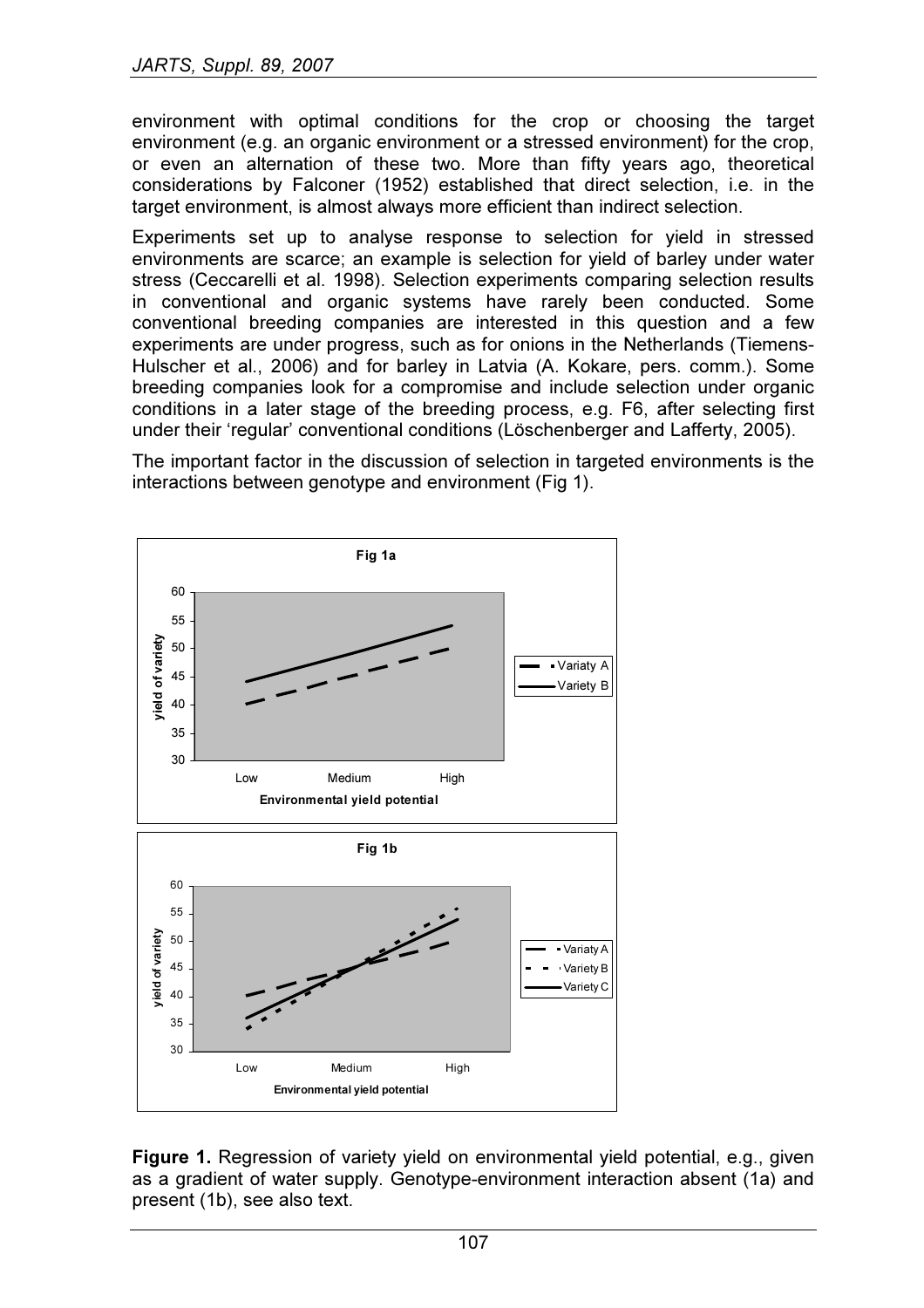environment with optimal conditions for the crop or choosing the target environment (e.g. an organic environment or a stressed environment) for the crop, or even an alternation of these two. More than fifty years ago, theoretical considerations by Falconer (1952) established that direct selection, i.e. in the target environment, is almost always more efficient than indirect selection.

Experiments set up to analyse response to selection for yield in stressed environments are scarce; an example is selection for yield of barley under water stress (Ceccarelli et al. 1998). Selection experiments comparing selection results in conventional and organic systems have rarely been conducted. Some conventional breeding companies are interested in this question and a few experiments are under progress, such as for onions in the Netherlands (Tiemens-Hulscher et al., 2006) and for barley in Latvia (A. Kokare, pers. comm.). Some breeding companies look for a compromise and include selection under organic conditions in a later stage of the breeding process, e.g. F6, after selecting first under their 'regular' conventional conditions (Löschenberger and Lafferty, 2005).

The important factor in the discussion of selection in targeted environments is the interactions between genotype and environment (Fig 1).

**Figure 1.** Regression of variety yield on environmental yield potential, e.g., given as a gradient of water supply. Genotype-environment interaction absent (1a) and present (1b), see also text.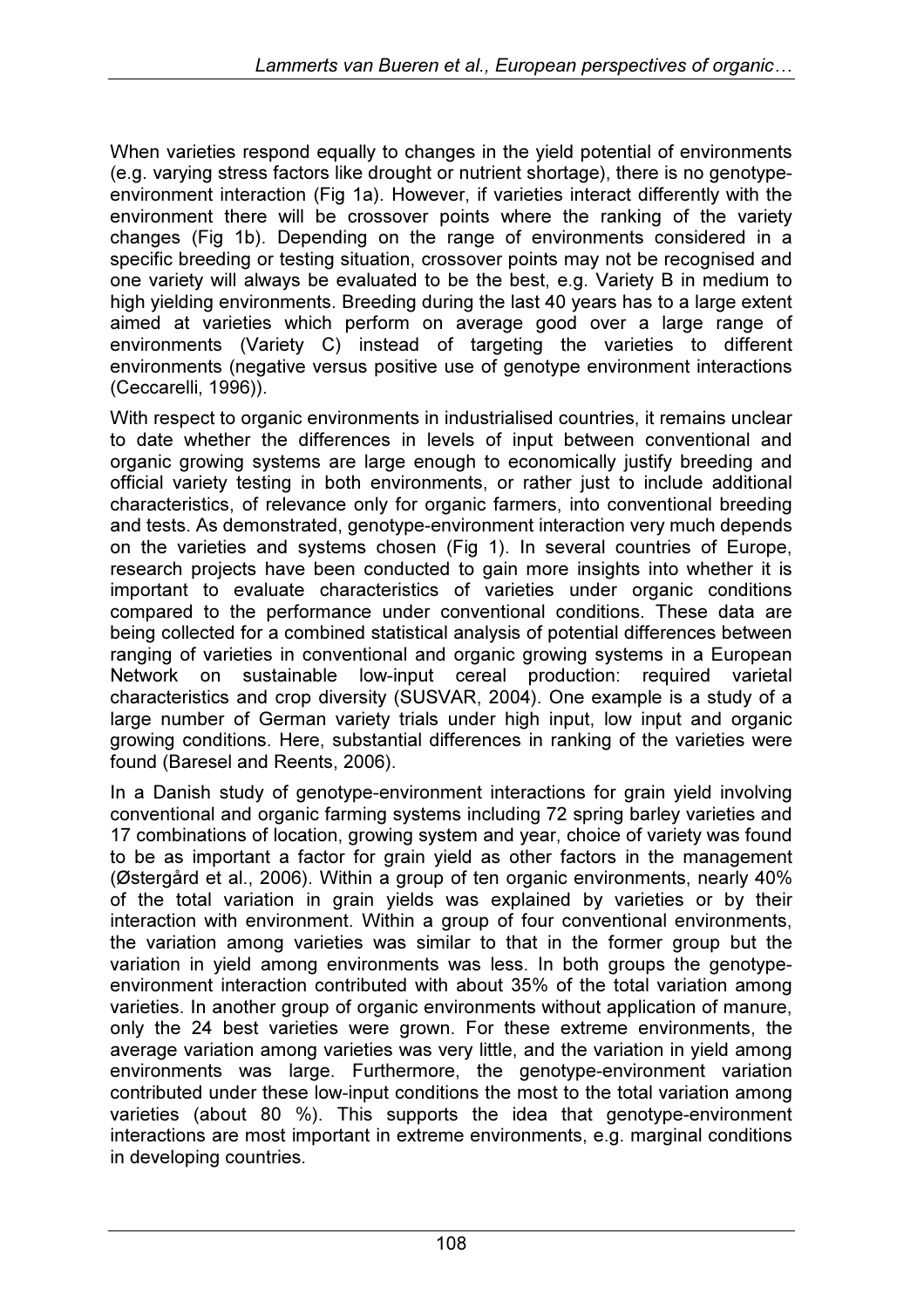When varieties respond equally to changes in the yield potential of environments (e.g. varying stress factors like drought or nutrient shortage), there is no genotype-environment interaction (Fig 1a). However, if varieties interact differently with the environment there will be crossover points where the ranking of the variety changes (Fig 1b). Depending on the range of environments considered in a specific breeding or testing situation, crossover points may not be recognised and one variety will always be evaluated to be the best, e.g. Variety B in medium to high yielding environments. Breeding during the last 40 years has to a large extent aimed at varieties which perform on average good over a large range of environments (Variety C) instead of targeting the varieties to different environments (negative versus positive use of genotype environment interactions (Ceccarelli, 1996)).

With respect to organic environments in industrialised countries, it remains unclear to date whether the differences in levels of input between conventional and organic growing systems are large enough to economically justify breeding and official variety testing in both environments, or rather just to include additional characteristics, of relevance only for organic farmers, into conventional breeding and tests. As demonstrated, genotype-environment interaction very much depends on the varieties and systems chosen (Fig 1). In several countries of Europe, research projects have been conducted to gain more insights into whether it is important to evaluate characteristics of varieties under organic conditions compared to the performance under conventional conditions. These data are being collected for a combined statistical analysis of potential differences between ranging of varieties in conventional and organic growing systems in a European Network on sustainable low-input cereal production: required varietal characteristics and crop diversity (SUSVAR, 2004). One example is a study of a large number of German variety trials under high input, low input and organic growing conditions. Here, substantial differences in ranking of the varieties were found (Baresel and Reents, 2006).

In a Danish study of genotype-environment interactions for grain yield involving conventional and organic farming systems including 72 spring barley varieties and 17 combinations of location, growing system and year, choice of variety was found to be as important a factor for grain yield as other factors in the management (Østergård et al., 2006). Within a group of ten organic environments, nearly 40% of the total variation in grain yields was explained by varieties or by their interaction with environment. Within a group of four conventional environments, the variation among varieties was similar to that in the former group but the variation in yield among environments was less. In both groups the genotype-environment interaction contributed with about 35% of the total variation among varieties. In another group of organic environments without application of manure, only the 24 best varieties were grown. For these extreme environments, the average variation among varieties was very little, and the variation in yield among environments was large. Furthermore, the genotype-environment variation contributed under these low-input conditions the most to the total variation among varieties (about 80 %). This supports the idea that genotype-environment interactions are most important in extreme environments, e.g. marginal conditions in developing countries.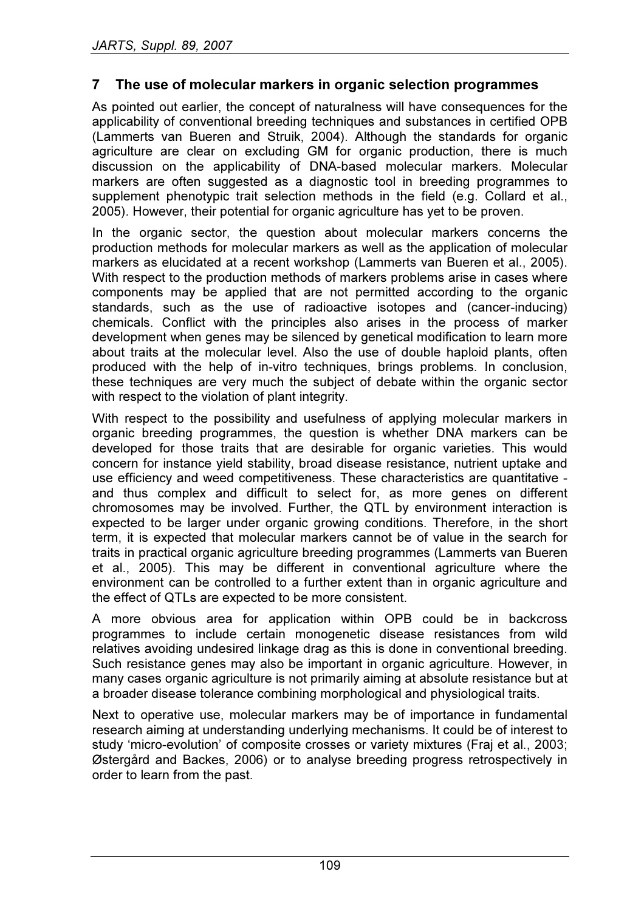## 7 The use of molecular markers in organic selection programmes

As pointed out earlier, the concept of naturalness will have consequences for the applicability of conventional breeding techniques and substances in certified OPB (Lammerts van Bueren and Struik, 2004). Although the standards for organic agriculture are clear on excluding GM for organic production, there is much discussion on the applicability of DNA-based molecular markers. Molecular markers are often suggested as a diagnostic tool in breeding programmes to supplement phenotypic trait selection methods in the field (e.g. Collard et al., 2005). However, their potential for organic agriculture has yet to be proven.

In the organic sector, the question about molecular markers concerns the production methods for molecular markers as well as the application of molecular markers as elucidated at a recent workshop (Lammerts van Bueren et al., 2005). With respect to the production methods of markers problems arise in cases where components may be applied that are not permitted according to the organic standards, such as the use of radioactive isotopes and (cancer-inducing) chemicals. Conflict with the principles also arises in the process of marker development when genes may be silenced by genetical modification to learn more about traits at the molecular level. Also the use of double haploid plants, often produced with the help of in-vitro techniques, brings problems. In conclusion, these techniques are very much the subject of debate within the organic sector with respect to the violation of plant integrity.

With respect to the possibility and usefulness of applying molecular markers in organic breeding programmes, the question is whether DNA markers can be developed for those traits that are desirable for organic varieties. This would concern for instance yield stability, broad disease resistance, nutrient uptake and use efficiency and weed competitiveness. These characteristics are quantitative - and thus complex and difficult to select for, as more genes on different chromosomes may be involved. Further, the QTL by environment interaction is expected to be larger under organic growing conditions. Therefore, in the short term, it is expected that molecular markers cannot be of value in the search for traits in practical organic agriculture breeding programmes (Lammerts van Bueren et al., 2005). This may be different in conventional agriculture where the environment can be controlled to a further extent than in organic agriculture and the effect of QTLs are expected to be more consistent.

A more obvious area for application within OPB could be in backcross programmes to include certain monogenetic disease resistances from wild relatives avoiding undesired linkage drag as this is done in conventional breeding. Such resistance genes may also be important in organic agriculture. However, in many cases organic agriculture is not primarily aiming at absolute resistance but at a broader disease tolerance combining morphological and physiological traits.

Next to operative use, molecular markers may be of importance in fundamental research aiming at understanding underlying mechanisms. It could be of interest to study 'micro-evolution' of composite crosses or variety mixtures (Fraj et al., 2003; Østergård and Backes, 2006) or to analyse breeding progress retrospectively in order to learn from the past.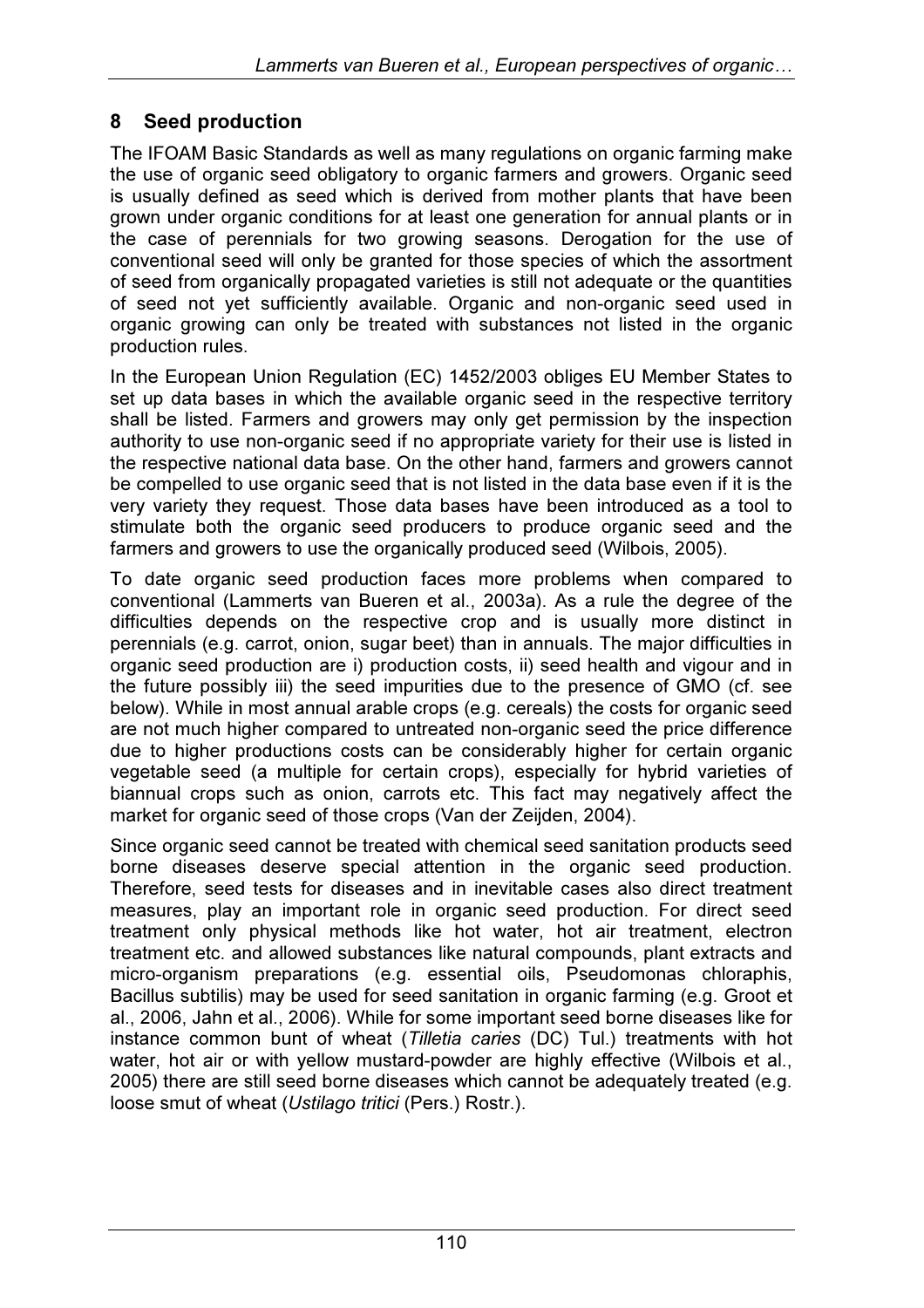## 8 Seed production

The IFOAM Basic Standards as well as many regulations on organic farming make the use of organic seed obligatory to organic farmers and growers. Organic seed is usually defined as seed which is derived from mother plants that have been grown under organic conditions for at least one generation for annual plants or in the case of perennials for two growing seasons. Derogation for the use of conventional seed will only be granted for those species of which the assortment of seed from organically propagated varieties is still not adequate or the quantities of seed not yet sufficiently available. Organic and non-organic seed used in organic growing can only be treated with substances not listed in the organic production rules.

In the European Union Regulation (EC) 1452/2003 obliges EU Member States to set up data bases in which the available organic seed in the respective territory shall be listed. Farmers and growers may only get permission by the inspection authority to use non-organic seed if no appropriate variety for their use is listed in the respective national data base. On the other hand, farmers and growers cannot be compelled to use organic seed that is not listed in the data base even if it is the very variety they request. Those data bases have been introduced as a tool to stimulate both the organic seed producers to produce organic seed and the farmers and growers to use the organically produced seed (Wilbois, 2005).

To date organic seed production faces more problems when compared to conventional (Lammerts van Bueren et al., 2003a). As a rule the degree of the difficulties depends on the respective crop and is usually more distinct in perennials (e.g. carrot, onion, sugar beet) than in annuals. The major difficulties in organic seed production are i) production costs, ii) seed health and vigour and in the future possibly iii) the seed impurities due to the presence of GMO (cf. see below). While in most annual arable crops (e.g. cereals) the costs for organic seed are not much higher compared to untreated non-organic seed the price difference due to higher productions costs can be considerably higher for certain organic vegetable seed (a multiple for certain crops), especially for hybrid varieties of biannual crops such as onion, carrots etc. This fact may negatively affect the market for organic seed of those crops (Van der Zeijden, 2004).

Since organic seed cannot be treated with chemical seed sanitation products seed borne diseases deserve special attention in the organic seed production. Therefore, seed tests for diseases and in inevitable cases also direct treatment measures, play an important role in organic seed production. For direct seed treatment only physical methods like hot water, hot air treatment, electron treatment etc. and allowed substances like natural compounds, plant extracts and micro-organism preparations (e.g. essential oils, Pseudomonas chloraphis, Bacillus subtilis) may be used for seed sanitation in organic farming (e.g. Groot et al., 2006, Jahn et al., 2006). While for some important seed borne diseases like for instance common bunt of wheat (*Tilletia caries* (DC) Tul.) treatments with hot water, hot air or with yellow mustard-powder are highly effective (Wilbois et al., 2005) there are still seed borne diseases which cannot be adequately treated (e.g. loose smut of wheat (*Ustilago tritici* (Pers.) Rostr.).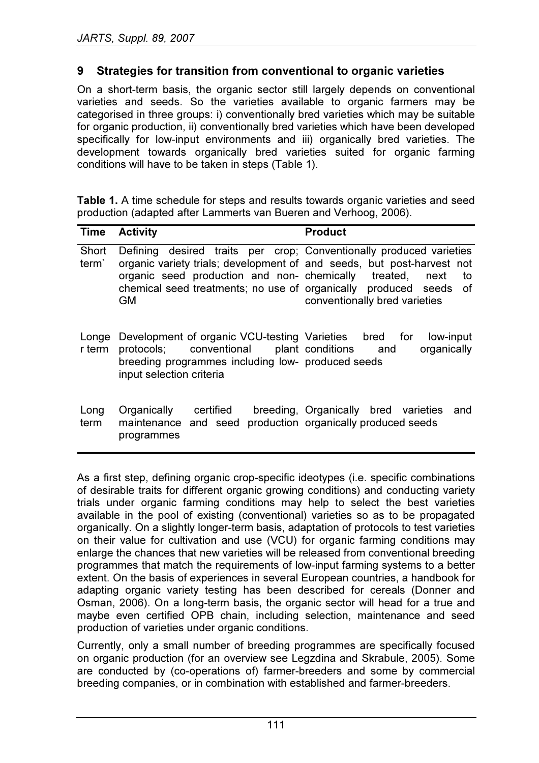## 9 Strategies for transition from conventional to organic varieties

On a short-term basis, the organic sector still largely depends on conventional varieties and seeds. So the varieties available to organic farmers may be categorised in three groups: i) conventionally bred varieties which may be suitable for organic production, ii) conventionally bred varieties which have been developed specifically for low-input environments and iii) organically bred varieties. The development towards organically bred varieties suited for organic farming conditions will have to be taken in steps (Table 1).

**Table 1.** A time schedule for steps and results towards organic varieties and seed production (adapted after Lammerts van Bueren and Verhoog, 2006).

| Time | Activity | Product |
|---|---|---|
| Short term` | Defining desired traits per crop; organic variety trials; development of organic seed production and non-chemical seed treatments; no use of GM | Conventionally produced varieties and seeds, but post-harvest not chemically treated, next to organically produced seeds of conventionally bred varieties |
| Longer term | Development of organic VCU-testing protocols; conventional plant breeding programmes including low-input selection criteria | Varieties bred for low-input conditions and organically produced seeds |
| Long term | Organically certified breeding, maintenance and seed production programmes | Organically bred varieties and organically produced seeds |

As a first step, defining organic crop-specific ideotypes (i.e. specific combinations of desirable traits for different organic growing conditions) and conducting variety trials under organic farming conditions may help to select the best varieties available in the pool of existing (conventional) varieties so as to be propagated organically. On a slightly longer-term basis, adaptation of protocols to test varieties on their value for cultivation and use (VCU) for organic farming conditions may enlarge the chances that new varieties will be released from conventional breeding programmes that match the requirements of low-input farming systems to a better extent. On the basis of experiences in several European countries, a handbook for adapting organic variety testing has been described for cereals (Donner and Osman, 2006). On a long-term basis, the organic sector will head for a true and maybe even certified OPB chain, including selection, maintenance and seed production of varieties under organic conditions.

Currently, only a small number of breeding programmes are specifically focused on organic production (for an overview see Legzdina and Skrabule, 2005). Some are conducted by (co-operations of) farmer-breeders and some by commercial breeding companies, or in combination with established and farmer-breeders.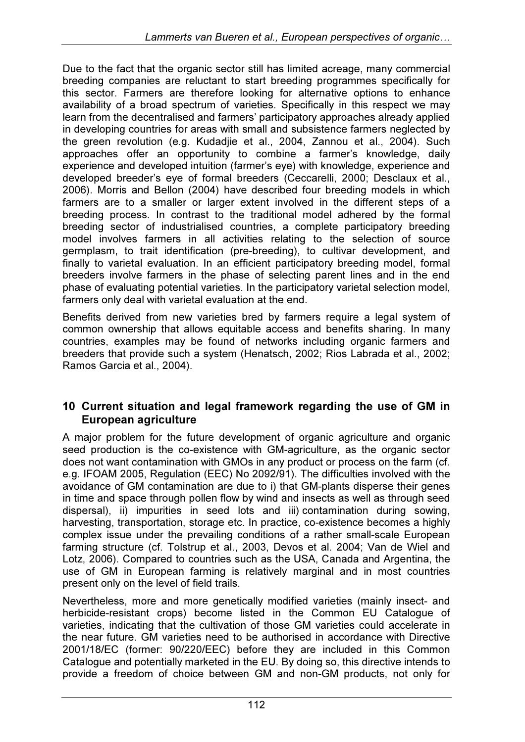Due to the fact that the organic sector still has limited acreage, many commercial breeding companies are reluctant to start breeding programmes specifically for this sector. Farmers are therefore looking for alternative options to enhance availability of a broad spectrum of varieties. Specifically in this respect we may learn from the decentralised and farmers' participatory approaches already applied in developing countries for areas with small and subsistence farmers neglected by the green revolution (e.g. Kudadjie et al., 2004, Zannou et al., 2004). Such approaches offer an opportunity to combine a farmer's knowledge, daily experience and developed intuition (farmer's eye) with knowledge, experience and developed breeder's eye of formal breeders (Ceccarelli, 2000; Desclaux et al., 2006). Morris and Bellon (2004) have described four breeding models in which farmers are to a smaller or larger extent involved in the different steps of a breeding process. In contrast to the traditional model adhered by the formal breeding sector of industrialised countries, a complete participatory breeding model involves farmers in all activities relating to the selection of source germplasm, to trait identification (pre-breeding), to cultivar development, and finally to varietal evaluation. In an efficient participatory breeding model, formal breeders involve farmers in the phase of selecting parent lines and in the end phase of evaluating potential varieties. In the participatory varietal selection model, farmers only deal with varietal evaluation at the end.

Benefits derived from new varieties bred by farmers require a legal system of common ownership that allows equitable access and benefits sharing. In many countries, examples may be found of networks including organic farmers and breeders that provide such a system (Henatsch, 2002; Rios Labrada et al., 2002; Ramos Garcia et al., 2004).

## 10 Current situation and legal framework regarding the use of GM in European agriculture

A major problem for the future development of organic agriculture and organic seed production is the co-existence with GM-agriculture, as the organic sector does not want contamination with GMOs in any product or process on the farm (cf. e.g. IFOAM 2005, Regulation (EEC) No 2092/91). The difficulties involved with the avoidance of GM contamination are due to i) that GM-plants disperse their genes in time and space through pollen flow by wind and insects as well as through seed dispersal), ii) impurities in seed lots and iii) contamination during sowing, harvesting, transportation, storage etc. In practice, co-existence becomes a highly complex issue under the prevailing conditions of a rather small-scale European farming structure (cf. Tolstrup et al., 2003, Devos et al. 2004; Van de Wiel and Lotz, 2006). Compared to countries such as the USA, Canada and Argentina, the use of GM in European farming is relatively marginal and in most countries present only on the level of field trails.

Nevertheless, more and more genetically modified varieties (mainly insect- and herbicide-resistant crops) become listed in the Common EU Catalogue of varieties, indicating that the cultivation of those GM varieties could accelerate in the near future. GM varieties need to be authorised in accordance with Directive 2001/18/EC (former: 90/220/EEC) before they are included in this Common Catalogue and potentially marketed in the EU. By doing so, this directive intends to provide a freedom of choice between GM and non-GM products, not only for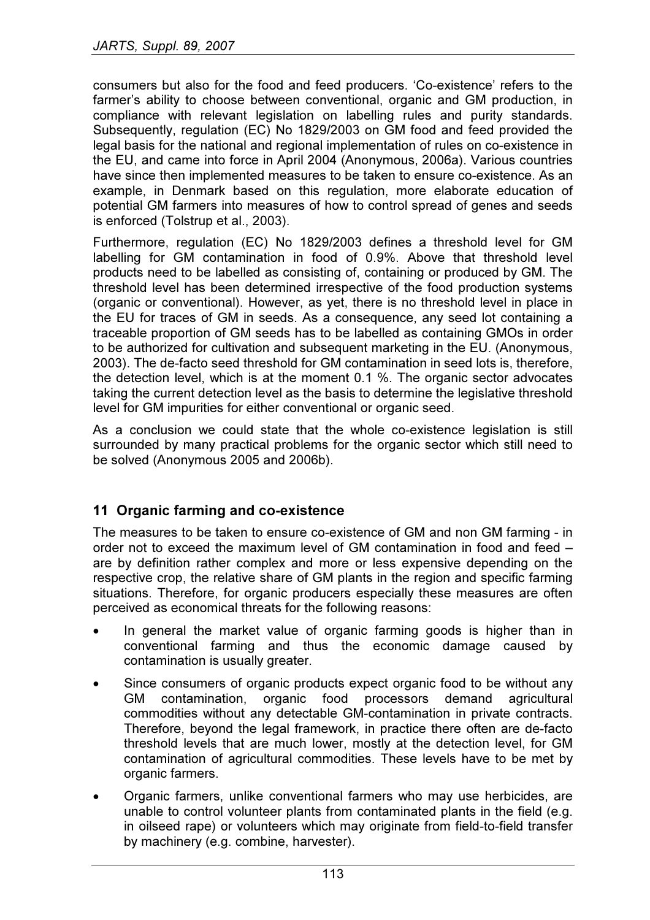consumers but also for the food and feed producers. 'Co-existence' refers to the farmer's ability to choose between conventional, organic and GM production, in compliance with relevant legislation on labelling rules and purity standards. Subsequently, regulation (EC) No 1829/2003 on GM food and feed provided the legal basis for the national and regional implementation of rules on co-existence in the EU, and came into force in April 2004 (Anonymous, 2006a). Various countries have since then implemented measures to be taken to ensure co-existence. As an example, in Denmark based on this regulation, more elaborate education of potential GM farmers into measures of how to control spread of genes and seeds is enforced (Tolstrup et al., 2003).

Furthermore, regulation (EC) No 1829/2003 defines a threshold level for GM labelling for GM contamination in food of 0.9%. Above that threshold level products need to be labelled as consisting of, containing or produced by GM. The threshold level has been determined irrespective of the food production systems (organic or conventional). However, as yet, there is no threshold level in place in the EU for traces of GM in seeds. As a consequence, any seed lot containing a traceable proportion of GM seeds has to be labelled as containing GMOs in order to be authorized for cultivation and subsequent marketing in the EU. (Anonymous, 2003). The de-facto seed threshold for GM contamination in seed lots is, therefore, the detection level, which is at the moment 0.1 %. The organic sector advocates taking the current detection level as the basis to determine the legislative threshold level for GM impurities for either conventional or organic seed.

As a conclusion we could state that the whole co-existence legislation is still surrounded by many practical problems for the organic sector which still need to be solved (Anonymous 2005 and 2006b).

## 11 Organic farming and co-existence

The measures to be taken to ensure co-existence of GM and non GM farming - in order not to exceed the maximum level of GM contamination in food and feed – are by definition rather complex and more or less expensive depending on the respective crop, the relative share of GM plants in the region and specific farming situations. Therefore, for organic producers especially these measures are often perceived as economical threats for the following reasons:

- In general the market value of organic farming goods is higher than in conventional farming and thus the economic damage caused by contamination is usually greater.
- Since consumers of organic products expect organic food to be without any GM contamination, organic food processors demand agricultural commodities without any detectable GM-contamination in private contracts. Therefore, beyond the legal framework, in practice there often are de-facto threshold levels that are much lower, mostly at the detection level, for GM contamination of agricultural commodities. These levels have to be met by organic farmers.
- Organic farmers, unlike conventional farmers who may use herbicides, are unable to control volunteer plants from contaminated plants in the field (e.g. in oilseed rape) or volunteers which may originate from field-to-field transfer by machinery (e.g. combine, harvester).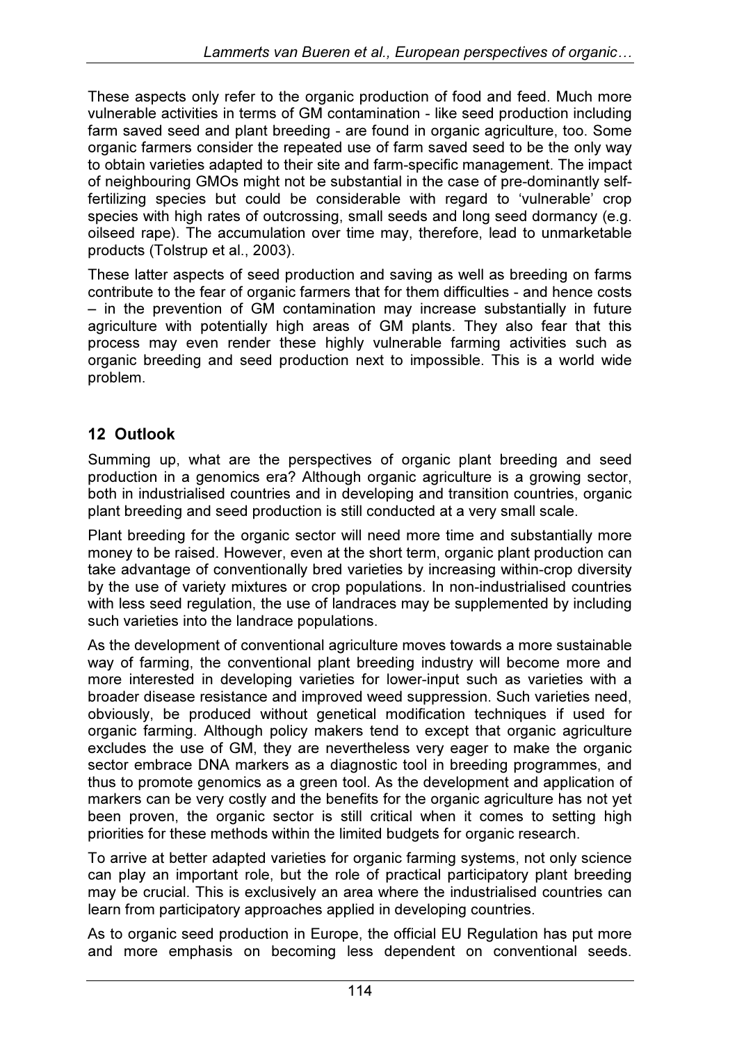These aspects only refer to the organic production of food and feed. Much more vulnerable activities in terms of GM contamination - like seed production including farm saved seed and plant breeding - are found in organic agriculture, too. Some organic farmers consider the repeated use of farm saved seed to be the only way to obtain varieties adapted to their site and farm-specific management. The impact of neighbouring GMOs might not be substantial in the case of pre-dominantly self-fertilizing species but could be considerable with regard to 'vulnerable' crop species with high rates of outcrossing, small seeds and long seed dormancy (e.g. oilseed rape). The accumulation over time may, therefore, lead to unmarketable products (Tolstrup et al., 2003).

These latter aspects of seed production and saving as well as breeding on farms contribute to the fear of organic farmers that for them difficulties - and hence costs – in the prevention of GM contamination may increase substantially in future agriculture with potentially high areas of GM plants. They also fear that this process may even render these highly vulnerable farming activities such as organic breeding and seed production next to impossible. This is a world wide problem.

## 12 Outlook

Summing up, what are the perspectives of organic plant breeding and seed production in a genomics era? Although organic agriculture is a growing sector, both in industrialised countries and in developing and transition countries, organic plant breeding and seed production is still conducted at a very small scale.

Plant breeding for the organic sector will need more time and substantially more money to be raised. However, even at the short term, organic plant production can take advantage of conventionally bred varieties by increasing within-crop diversity by the use of variety mixtures or crop populations. In non-industrialised countries with less seed regulation, the use of landraces may be supplemented by including such varieties into the landrace populations.

As the development of conventional agriculture moves towards a more sustainable way of farming, the conventional plant breeding industry will become more and more interested in developing varieties for lower-input such as varieties with a broader disease resistance and improved weed suppression. Such varieties need, obviously, be produced without genetical modification techniques if used for organic farming. Although policy makers tend to except that organic agriculture excludes the use of GM, they are nevertheless very eager to make the organic sector embrace DNA markers as a diagnostic tool in breeding programmes, and thus to promote genomics as a green tool. As the development and application of markers can be very costly and the benefits for the organic agriculture has not yet been proven, the organic sector is still critical when it comes to setting high priorities for these methods within the limited budgets for organic research.

To arrive at better adapted varieties for organic farming systems, not only science can play an important role, but the role of practical participatory plant breeding may be crucial. This is exclusively an area where the industrialised countries can learn from participatory approaches applied in developing countries.

As to organic seed production in Europe, the official EU Regulation has put more and more emphasis on becoming less dependent on conventional seeds.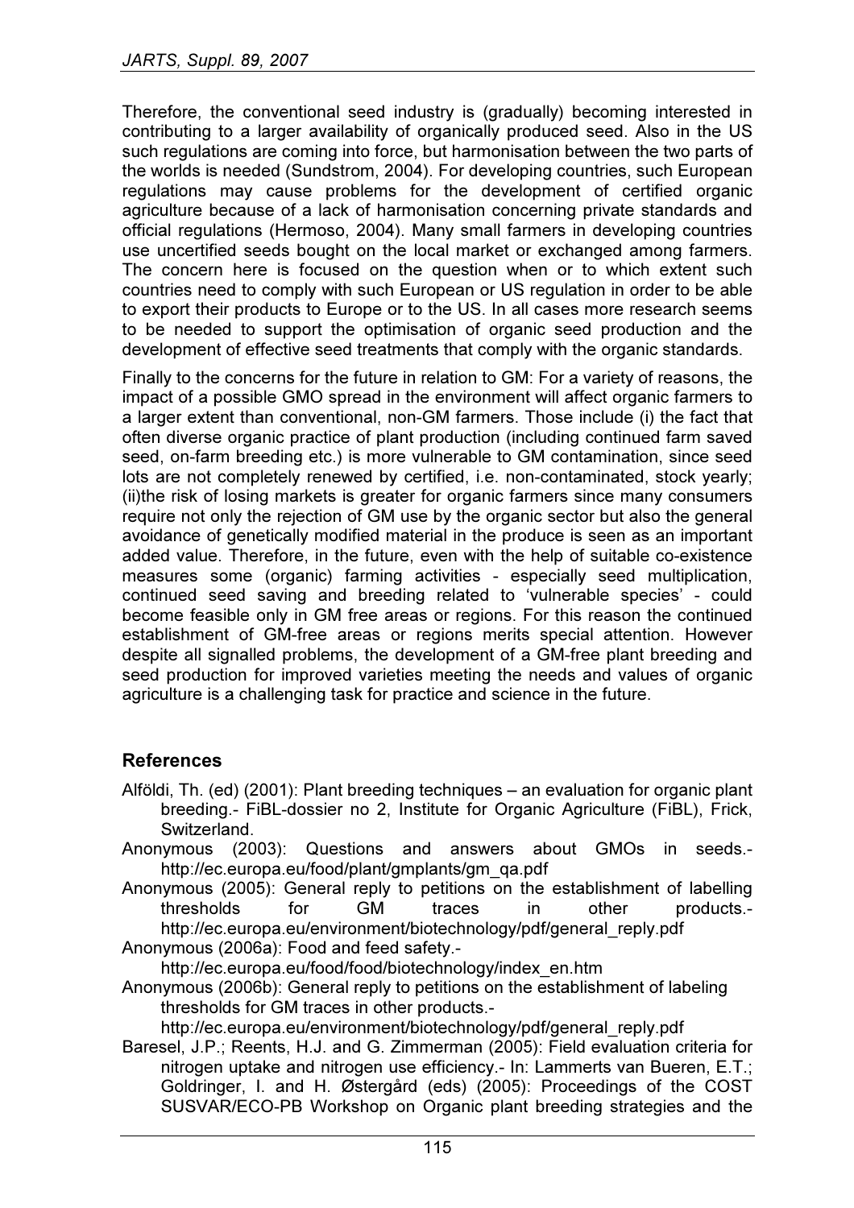Therefore, the conventional seed industry is (gradually) becoming interested in contributing to a larger availability of organically produced seed. Also in the US such regulations are coming into force, but harmonisation between the two parts of the worlds is needed (Sundstrom, 2004). For developing countries, such European regulations may cause problems for the development of certified organic agriculture because of a lack of harmonisation concerning private standards and official regulations (Hermoso, 2004). Many small farmers in developing countries use uncertified seeds bought on the local market or exchanged among farmers. The concern here is focused on the question when or to which extent such countries need to comply with such European or US regulation in order to be able to export their products to Europe or to the US. In all cases more research seems to be needed to support the optimisation of organic seed production and the development of effective seed treatments that comply with the organic standards.

Finally to the concerns for the future in relation to GM: For a variety of reasons, the impact of a possible GMO spread in the environment will affect organic farmers to a larger extent than conventional, non-GM farmers. Those include (i) the fact that often diverse organic practice of plant production (including continued farm saved seed, on-farm breeding etc.) is more vulnerable to GM contamination, since seed lots are not completely renewed by certified, i.e. non-contaminated, stock yearly; (ii)the risk of losing markets is greater for organic farmers since many consumers require not only the rejection of GM use by the organic sector but also the general avoidance of genetically modified material in the produce is seen as an important added value. Therefore, in the future, even with the help of suitable co-existence measures some (organic) farming activities - especially seed multiplication, continued seed saving and breeding related to 'vulnerable species' - could become feasible only in GM free areas or regions. For this reason the continued establishment of GM-free areas or regions merits special attention. However despite all signalled problems, the development of a GM-free plant breeding and seed production for improved varieties meeting the needs and values of organic agriculture is a challenging task for practice and science in the future.

## References

Alföldi, Th. (ed) (2001): Plant breeding techniques – an evaluation for organic plant breeding.- FiBL-dossier no 2, Institute for Organic Agriculture (FiBL), Frick, Switzerland.

Anonymous (2003): Questions and answers about GMOs in seeds.- http://ec.europa.eu/food/plant/gmplants/gm_qa.pdf

Anonymous (2005): General reply to petitions on the establishment of labelling thresholds for GM traces in other products.- http://ec.europa.eu/environment/biotechnology/pdf/general_reply.pdf

Anonymous (2006a): Food and feed safety.- http://ec.europa.eu/food/food/biotechnology/index_en.htm

Anonymous (2006b): General reply to petitions on the establishment of labeling thresholds for GM traces in other products.- http://ec.europa.eu/environment/biotechnology/pdf/general_reply.pdf

Baresel, J.P.; Reents, H.J. and G. Zimmerman (2005): Field evaluation criteria for nitrogen uptake and nitrogen use efficiency.- In: Lammerts van Bueren, E.T.; Goldringer, I. and H. Østergård (eds) (2005): Proceedings of the COST SUSVAR/ECO-PB Workshop on Organic plant breeding strategies and the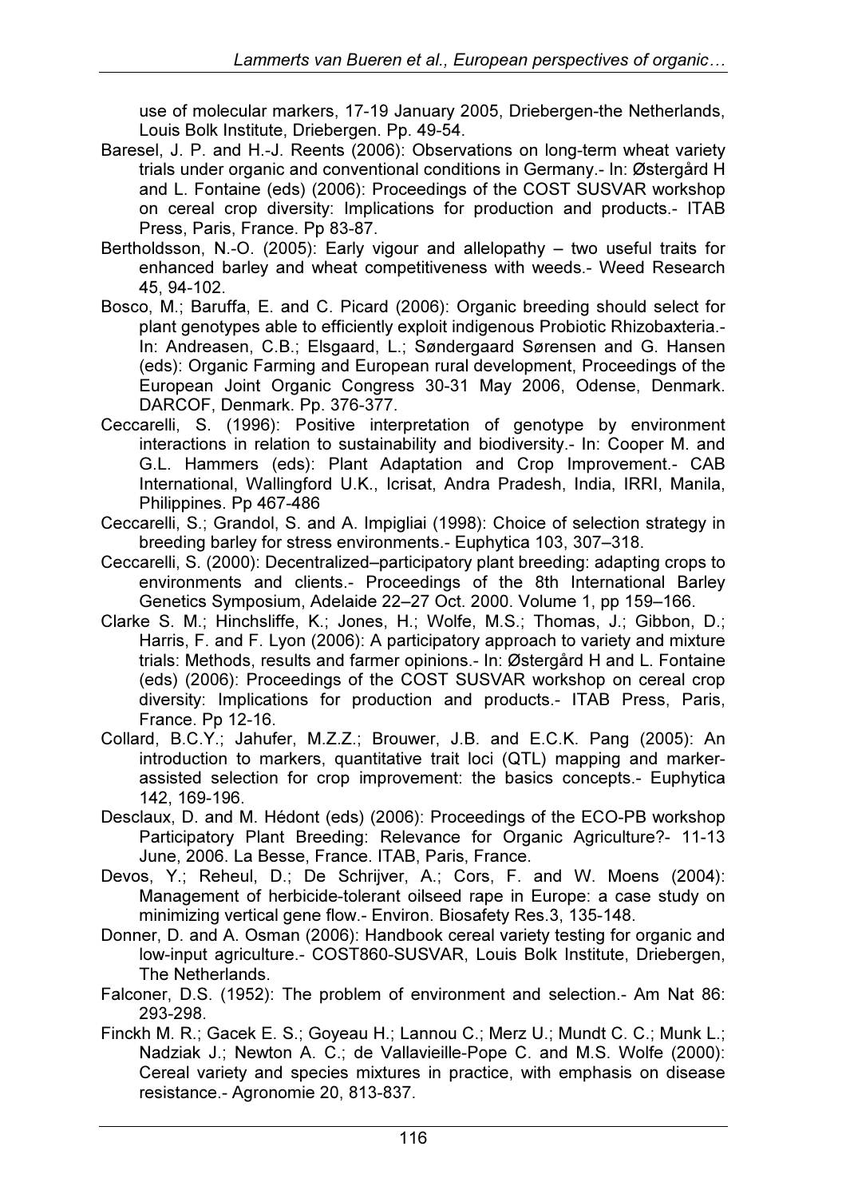use of molecular markers, 17-19 January 2005, Driebergen-the Netherlands, Louis Bolk Institute, Driebergen. Pp. 49-54.

Baresel, J. P. and H.-J. Reents (2006): Observations on long-term wheat variety trials under organic and conventional conditions in Germany.- In: Østergård H and L. Fontaine (eds) (2006): Proceedings of the COST SUSVAR workshop on cereal crop diversity: Implications for production and products.- ITAB Press, Paris, France. Pp 83-87.

Bertholdsson, N.-O. (2005): Early vigour and allelopathy – two useful traits for enhanced barley and wheat competitiveness with weeds.- Weed Research 45, 94-102.

Bosco, M.; Baruffa, E. and C. Picard (2006): Organic breeding should select for plant genotypes able to efficiently exploit indigenous Probiotic Rhizobaxteria.- In: Andreasen, C.B.; Elsgaard, L.; Søndergaard Sørensen and G. Hansen (eds): Organic Farming and European rural development, Proceedings of the European Joint Organic Congress 30-31 May 2006, Odense, Denmark. DARCOF, Denmark. Pp. 376-377.

Ceccarelli, S. (1996): Positive interpretation of genotype by environment interactions in relation to sustainability and biodiversity.- In: Cooper M. and G.L. Hammers (eds): Plant Adaptation and Crop Improvement.- CAB International, Wallingford U.K., Icrisat, Andra Pradesh, India, IRRI, Manila, Philippines. Pp 467-486

Ceccarelli, S.; Grandol, S. and A. Impigliai (1998): Choice of selection strategy in breeding barley for stress environments.- Euphytica 103, 307–318.

Ceccarelli, S. (2000): Decentralized–participatory plant breeding: adapting crops to environments and clients.- Proceedings of the 8th International Barley Genetics Symposium, Adelaide 22–27 Oct. 2000. Volume 1, pp 159–166.

Clarke S. M.; Hinchsliffe, K.; Jones, H.; Wolfe, M.S.; Thomas, J.; Gibbon, D.; Harris, F. and F. Lyon (2006): A participatory approach to variety and mixture trials: Methods, results and farmer opinions.- In: Østergård H and L. Fontaine (eds) (2006): Proceedings of the COST SUSVAR workshop on cereal crop diversity: Implications for production and products.- ITAB Press, Paris, France. Pp 12-16.

Collard, B.C.Y.; Jahufer, M.Z.Z.; Brouwer, J.B. and E.C.K. Pang (2005): An introduction to markers, quantitative trait loci (QTL) mapping and marker-assisted selection for crop improvement: the basics concepts.- Euphytica 142, 169-196.

Desclaux, D. and M. Hédont (eds) (2006): Proceedings of the ECO-PB workshop Participatory Plant Breeding: Relevance for Organic Agriculture?- 11-13 June, 2006. La Besse, France. ITAB, Paris, France.

Devos, Y.; Reheul, D.; De Schrijver, A.; Cors, F. and W. Moens (2004): Management of herbicide-tolerant oilseed rape in Europe: a case study on minimizing vertical gene flow.- Environ. Biosafety Res.3, 135-148.

Donner, D. and A. Osman (2006): Handbook cereal variety testing for organic and low-input agriculture.- COST860-SUSVAR, Louis Bolk Institute, Driebergen, The Netherlands.

Falconer, D.S. (1952): The problem of environment and selection.- Am Nat 86: 293-298.

Finckh M. R.; Gacek E. S.; Goyeau H.; Lannou C.; Merz U.; Mundt C. C.; Munk L.; Nadziak J.; Newton A. C.; de Vallavieille-Pope C. and M.S. Wolfe (2000): Cereal variety and species mixtures in practice, with emphasis on disease resistance.- Agronomie 20, 813-837.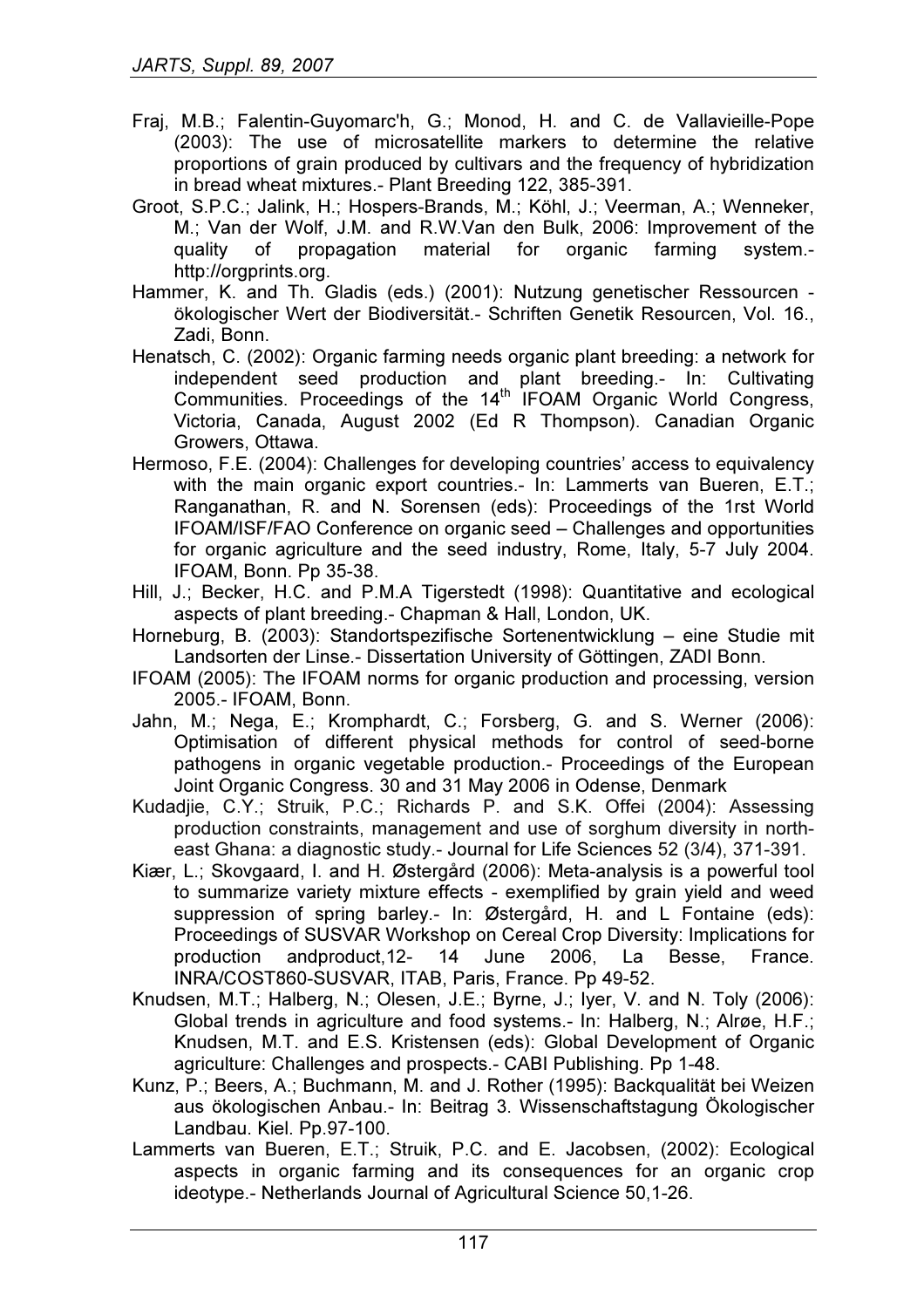Fraj, M.B.; Falentin-Guyomarc'h, G.; Monod, H. and C. de Vallavieille-Pope (2003): The use of microsatellite markers to determine the relative proportions of grain produced by cultivars and the frequency of hybridization in bread wheat mixtures.- Plant Breeding 122, 385-391.

Groot, S.P.C.; Jalink, H.; Hospers-Brands, M.; Köhl, J.; Veerman, A.; Wenneker, M.; Van der Wolf, J.M. and R.W.Van den Bulk, 2006: Improvement of the quality of propagation material for organic farming system.- http://orgprints.org.

Hammer, K. and Th. Gladis (eds.) (2001): Nutzung genetischer Ressourcen - ökologischer Wert der Biodiversität.- Schriften Genetik Resourcen, Vol. 16., Zadi, Bonn.

Henatsch, C. (2002): Organic farming needs organic plant breeding: a network for independent seed production and plant breeding.- In: Cultivating Communities. Proceedings of the 14th IFOAM Organic World Congress, Victoria, Canada, August 2002 (Ed R Thompson). Canadian Organic Growers, Ottawa.

Hermoso, F.E. (2004): Challenges for developing countries' access to equivalency with the main organic export countries.- In: Lammerts van Bueren, E.T.; Ranganathan, R. and N. Sorensen (eds): Proceedings of the 1rst World IFOAM/ISF/FAO Conference on organic seed – Challenges and opportunities for organic agriculture and the seed industry, Rome, Italy, 5-7 July 2004. IFOAM, Bonn. Pp 35-38.

Hill, J.; Becker, H.C. and P.M.A Tigerstedt (1998): Quantitative and ecological aspects of plant breeding.- Chapman & Hall, London, UK.

Horneburg, B. (2003): Standortspezifische Sortenentwicklung – eine Studie mit Landsorten der Linse.- Dissertation University of Göttingen, ZADI Bonn.

IFOAM (2005): The IFOAM norms for organic production and processing, version 2005.- IFOAM, Bonn.

Jahn, M.; Nega, E.; Kromphardt, C.; Forsberg, G. and S. Werner (2006): Optimisation of different physical methods for control of seed-borne pathogens in organic vegetable production.- Proceedings of the European Joint Organic Congress. 30 and 31 May 2006 in Odense, Denmark

Kudadjie, C.Y.; Struik, P.C.; Richards P. and S.K. Offei (2004): Assessing production constraints, management and use of sorghum diversity in north-east Ghana: a diagnostic study.- Journal for Life Sciences 52 (3/4), 371-391.

Kiær, L.; Skovgaard, I. and H. Østergård (2006): Meta-analysis is a powerful tool to summarize variety mixture effects - exemplified by grain yield and weed suppression of spring barley.- In: Østergård, H. and L Fontaine (eds): Proceedings of SUSVAR Workshop on Cereal Crop Diversity: Implications for production andproduct,12- 14 June 2006, La Besse, France. INRA/COST860-SUSVAR, ITAB, Paris, France. Pp 49-52.

Knudsen, M.T.; Halberg, N.; Olesen, J.E.; Byrne, J.; Iyer, V. and N. Toly (2006): Global trends in agriculture and food systems.- In: Halberg, N.; Alrøe, H.F.; Knudsen, M.T. and E.S. Kristensen (eds): Global Development of Organic agriculture: Challenges and prospects.- CABI Publishing. Pp 1-48.

Kunz, P.; Beers, A.; Buchmann, M. and J. Rother (1995): Backqualität bei Weizen aus ökologischen Anbau.- In: Beitrag 3. Wissenschaftstagung Ökologischer Landbau. Kiel. Pp.97-100.

Lammerts van Bueren, E.T.; Struik, P.C. and E. Jacobsen, (2002): Ecological aspects in organic farming and its consequences for an organic crop ideotype.- Netherlands Journal of Agricultural Science 50,1-26.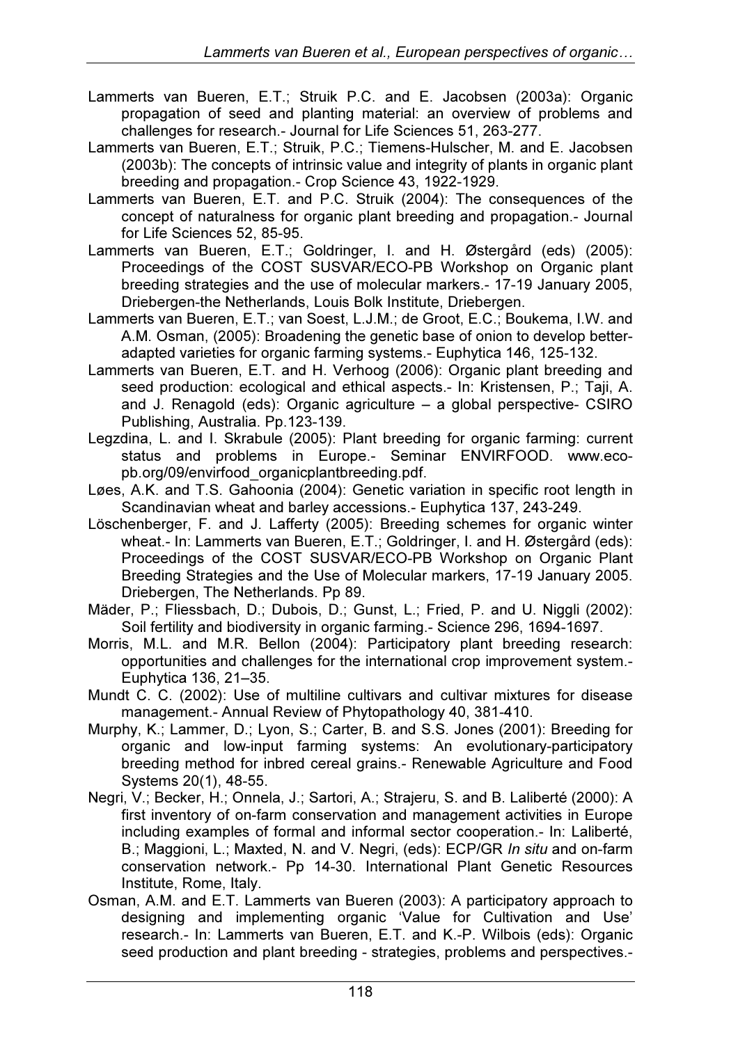Lammerts van Bueren, E.T.; Struik P.C. and E. Jacobsen (2003a): Organic propagation of seed and planting material: an overview of problems and challenges for research.- Journal for Life Sciences 51, 263-277.

Lammerts van Bueren, E.T.; Struik, P.C.; Tiemens-Hulscher, M. and E. Jacobsen (2003b): The concepts of intrinsic value and integrity of plants in organic plant breeding and propagation.- Crop Science 43, 1922-1929.

Lammerts van Bueren, E.T. and P.C. Struik (2004): The consequences of the concept of naturalness for organic plant breeding and propagation.- Journal for Life Sciences 52, 85-95.

Lammerts van Bueren, E.T.; Goldringer, I. and H. Østergård (eds) (2005): Proceedings of the COST SUSVAR/ECO-PB Workshop on Organic plant breeding strategies and the use of molecular markers.- 17-19 January 2005, Driebergen-the Netherlands, Louis Bolk Institute, Driebergen.

Lammerts van Bueren, E.T.; van Soest, L.J.M.; de Groot, E.C.; Boukema, I.W. and A.M. Osman, (2005): Broadening the genetic base of onion to develop better-adapted varieties for organic farming systems.- Euphytica 146, 125-132.

Lammerts van Bueren, E.T. and H. Verhoog (2006): Organic plant breeding and seed production: ecological and ethical aspects.- In: Kristensen, P.; Taji, A. and J. Renagold (eds): Organic agriculture – a global perspective- CSIRO Publishing, Australia. Pp.123-139.

Legzdina, L. and I. Skrabule (2005): Plant breeding for organic farming: current status and problems in Europe.- Seminar ENVIRFOOD. www.eco-pb.org/09/envirfood_organicplantbreeding.pdf.

Løes, A.K. and T.S. Gahoonia (2004): Genetic variation in specific root length in Scandinavian wheat and barley accessions.- Euphytica 137, 243-249.

Löschenberger, F. and J. Lafferty (2005): Breeding schemes for organic winter wheat.- In: Lammerts van Bueren, E.T.; Goldringer, I. and H. Østergård (eds): Proceedings of the COST SUSVAR/ECO-PB Workshop on Organic Plant Breeding Strategies and the Use of Molecular markers, 17-19 January 2005. Driebergen, The Netherlands. Pp 89.

Mäder, P.; Fliessbach, D.; Dubois, D.; Gunst, L.; Fried, P. and U. Niggli (2002): Soil fertility and biodiversity in organic farming.- Science 296, 1694-1697.

Morris, M.L. and M.R. Bellon (2004): Participatory plant breeding research: opportunities and challenges for the international crop improvement system.- Euphytica 136, 21–35.

Mundt C. C. (2002): Use of multiline cultivars and cultivar mixtures for disease management.- Annual Review of Phytopathology 40, 381-410.

Murphy, K.; Lammer, D.; Lyon, S.; Carter, B. and S.S. Jones (2001): Breeding for organic and low-input farming systems: An evolutionary-participatory breeding method for inbred cereal grains.- Renewable Agriculture and Food Systems 20(1), 48-55.

Negri, V.; Becker, H.; Onnela, J.; Sartori, A.; Strajeru, S. and B. Laliberté (2000): A first inventory of on-farm conservation and management activities in Europe including examples of formal and informal sector cooperation.- In: Laliberté, B.; Maggioni, L.; Maxted, N. and V. Negri, (eds): ECP/GR *In situ* and on-farm conservation network.- Pp 14-30. International Plant Genetic Resources Institute, Rome, Italy.

Osman, A.M. and E.T. Lammerts van Bueren (2003): A participatory approach to designing and implementing organic 'Value for Cultivation and Use' research.- In: Lammerts van Bueren, E.T. and K.-P. Wilbois (eds): Organic seed production and plant breeding - strategies, problems and perspectives.-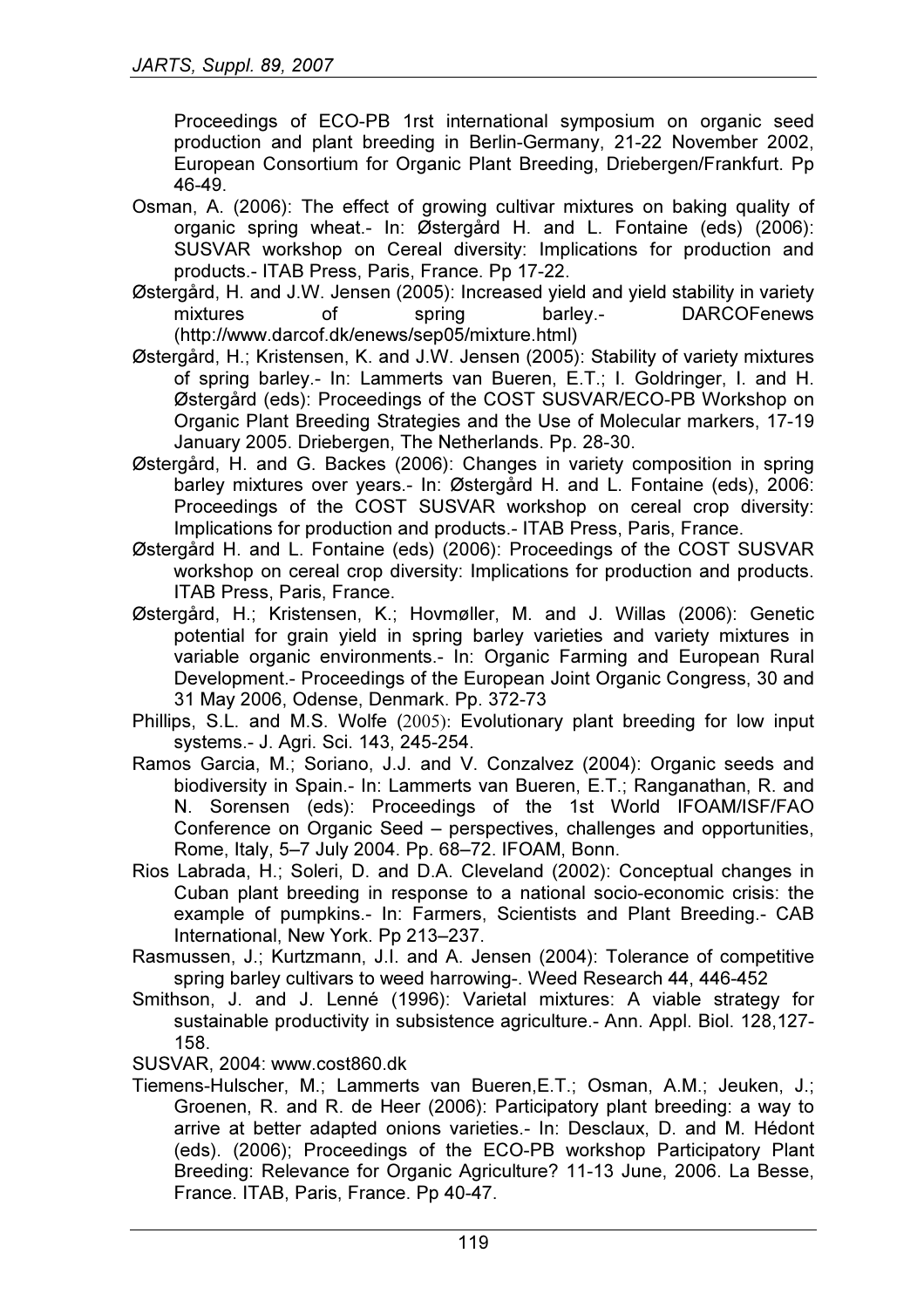Proceedings of ECO-PB 1rst international symposium on organic seed production and plant breeding in Berlin-Germany, 21-22 November 2002, European Consortium for Organic Plant Breeding, Driebergen/Frankfurt. Pp 46-49.

Osman, A. (2006): The effect of growing cultivar mixtures on baking quality of organic spring wheat.- In: Østergård H. and L. Fontaine (eds) (2006): SUSVAR workshop on Cereal diversity: Implications for production and products.- ITAB Press, Paris, France. Pp 17-22.

Østergård, H. and J.W. Jensen (2005): Increased yield and yield stability in variety mixtures of spring barley.- DARCOFenews (http://www.darcof.dk/enews/sep05/mixture.html)

Østergård, H.; Kristensen, K. and J.W. Jensen (2005): Stability of variety mixtures of spring barley.- In: Lammerts van Bueren, E.T.; I. Goldringer, I. and H. Østergård (eds): Proceedings of the COST SUSVAR/ECO-PB Workshop on Organic Plant Breeding Strategies and the Use of Molecular markers, 17-19 January 2005. Driebergen, The Netherlands. Pp. 28-30.

Østergård, H. and G. Backes (2006): Changes in variety composition in spring barley mixtures over years.- In: Østergård H. and L. Fontaine (eds), 2006: Proceedings of the COST SUSVAR workshop on cereal crop diversity: Implications for production and products.- ITAB Press, Paris, France.

Østergård H. and L. Fontaine (eds) (2006): Proceedings of the COST SUSVAR workshop on cereal crop diversity: Implications for production and products. ITAB Press, Paris, France.

Østergård, H.; Kristensen, K.; Hovmøller, M. and J. Willas (2006): Genetic potential for grain yield in spring barley varieties and variety mixtures in variable organic environments.- In: Organic Farming and European Rural Development.- Proceedings of the European Joint Organic Congress, 30 and 31 May 2006, Odense, Denmark. Pp. 372-73

Phillips, S.L. and M.S. Wolfe (2005): Evolutionary plant breeding for low input systems.- J. Agri. Sci. 143, 245-254.

Ramos Garcia, M.; Soriano, J.J. and V. Conzalvez (2004): Organic seeds and biodiversity in Spain.- In: Lammerts van Bueren, E.T.; Ranganathan, R. and N. Sorensen (eds): Proceedings of the 1st World IFOAM/ISF/FAO Conference on Organic Seed – perspectives, challenges and opportunities, Rome, Italy, 5–7 July 2004. Pp. 68–72. IFOAM, Bonn.

Rios Labrada, H.; Soleri, D. and D.A. Cleveland (2002): Conceptual changes in Cuban plant breeding in response to a national socio-economic crisis: the example of pumpkins.- In: Farmers, Scientists and Plant Breeding.- CAB International, New York. Pp 213–237.

Rasmussen, J.; Kurtzmann, J.I. and A. Jensen (2004): Tolerance of competitive spring barley cultivars to weed harrowing-. Weed Research 44, 446-452

Smithson, J. and J. Lenné (1996): Varietal mixtures: A viable strategy for sustainable productivity in subsistence agriculture.- Ann. Appl. Biol. 128,127-158.

SUSVAR, 2004: www.cost860.dk

Tiemens-Hulscher, M.; Lammerts van Bueren,E.T.; Osman, A.M.; Jeuken, J.; Groenen, R. and R. de Heer (2006): Participatory plant breeding: a way to arrive at better adapted onions varieties.- In: Desclaux, D. and M. Hédont (eds). (2006); Proceedings of the ECO-PB workshop Participatory Plant Breeding: Relevance for Organic Agriculture? 11-13 June, 2006. La Besse, France. ITAB, Paris, France. Pp 40-47.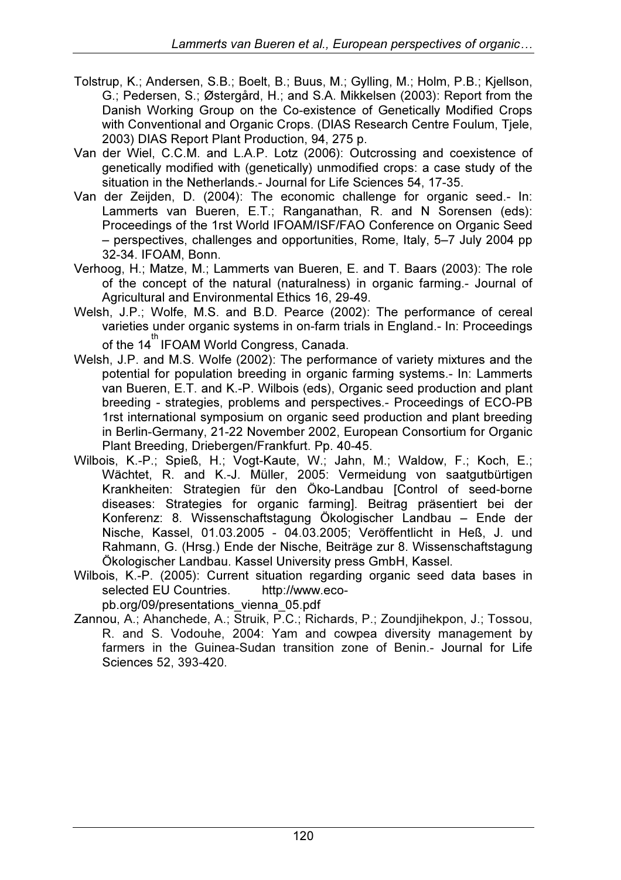Tolstrup, K.; Andersen, S.B.; Boelt, B.; Buus, M.; Gylling, M.; Holm, P.B.; Kjellson, G.; Pedersen, S.; Østergård, H.; and S.A. Mikkelsen (2003): Report from the Danish Working Group on the Co-existence of Genetically Modified Crops with Conventional and Organic Crops. (DIAS Research Centre Foulum, Tjele, 2003) DIAS Report Plant Production, 94, 275 p.

Van der Wiel, C.C.M. and L.A.P. Lotz (2006): Outcrossing and coexistence of genetically modified with (genetically) unmodified crops: a case study of the situation in the Netherlands.- Journal for Life Sciences 54, 17-35.

Van der Zeijden, D. (2004): The economic challenge for organic seed.- In: Lammerts van Bueren, E.T.; Ranganathan, R. and N Sorensen (eds): Proceedings of the 1rst World IFOAM/ISF/FAO Conference on Organic Seed – perspectives, challenges and opportunities, Rome, Italy, 5–7 July 2004 pp 32-34. IFOAM, Bonn.

Verhoog, H.; Matze, M.; Lammerts van Bueren, E. and T. Baars (2003): The role of the concept of the natural (naturalness) in organic farming.- Journal of Agricultural and Environmental Ethics 16, 29-49.

Welsh, J.P.; Wolfe, M.S. and B.D. Pearce (2002): The performance of cereal varieties under organic systems in on-farm trials in England.- In: Proceedings of the 14th IFOAM World Congress, Canada.

Welsh, J.P. and M.S. Wolfe (2002): The performance of variety mixtures and the potential for population breeding in organic farming systems.- In: Lammerts van Bueren, E.T. and K.-P. Wilbois (eds), Organic seed production and plant breeding - strategies, problems and perspectives.- Proceedings of ECO-PB 1rst international symposium on organic seed production and plant breeding in Berlin-Germany, 21-22 November 2002, European Consortium for Organic Plant Breeding, Driebergen/Frankfurt. Pp. 40-45.

Wilbois, K.-P.; Spieß, H.; Vogt-Kaute, W.; Jahn, M.; Waldow, F.; Koch, E.; Wächtet, R. and K.-J. Müller, 2005: Vermeidung von saatgutbürtigen Krankheiten: Strategien für den Öko-Landbau [Control of seed-borne diseases: Strategies for organic farming]. Beitrag präsentiert bei der Konferenz: 8. Wissenschaftstagung Ökologischer Landbau – Ende der Nische, Kassel, 01.03.2005 - 04.03.2005; Veröffentlicht in Heß, J. und Rahmann, G. (Hrsg.) Ende der Nische, Beiträge zur 8. Wissenschaftstagung Ökologischer Landbau. Kassel University press GmbH, Kassel.

Wilbois, K.-P. (2005): Current situation regarding organic seed data bases in selected EU Countries. http://www.eco-pb.org/09/presentations_vienna_05.pdf

Zannou, A.; Ahanchede, A.; Struik, P.C.; Richards, P.; Zoundjihekpon, J.; Tossou, R. and S. Vodouhe, 2004: Yam and cowpea diversity management by farmers in the Guinea-Sudan transition zone of Benin.- Journal for Life Sciences 52, 393-420.